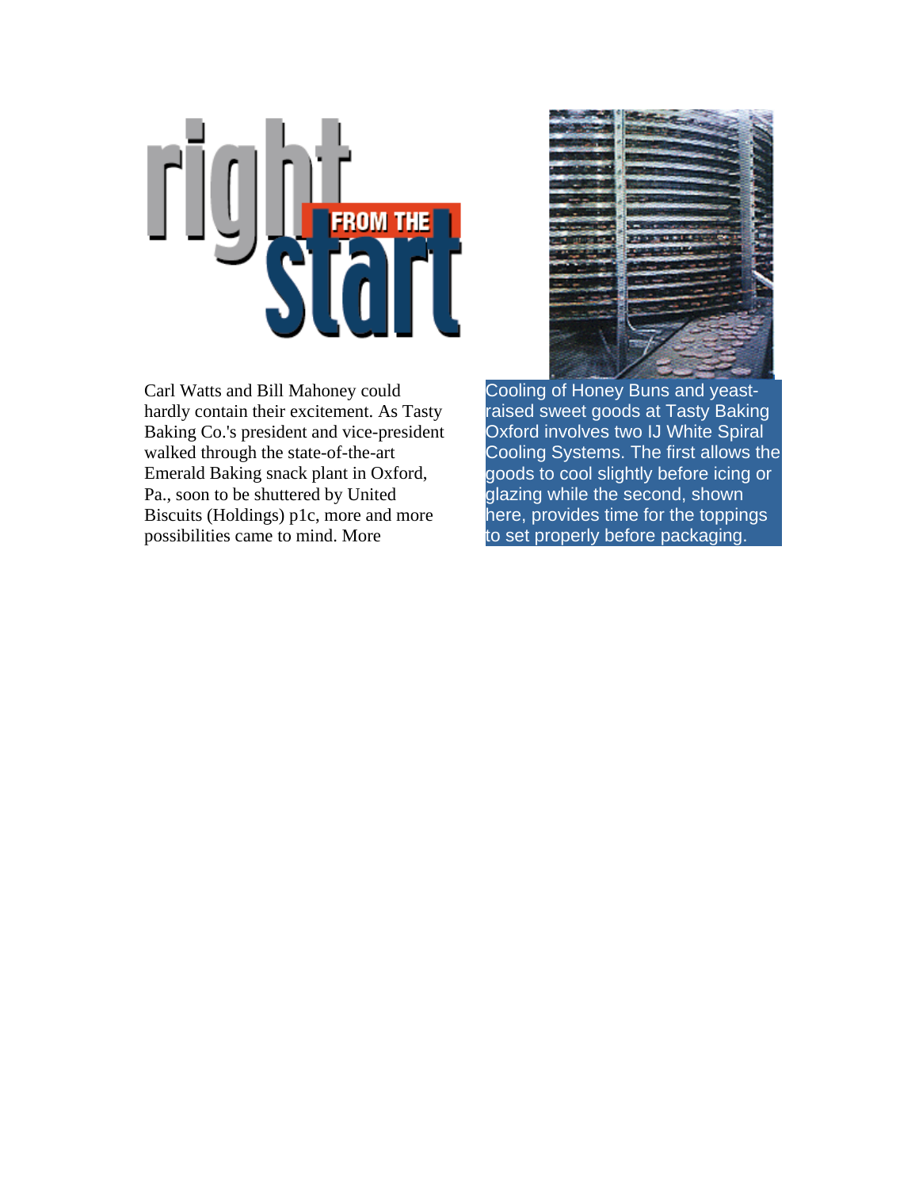# right FROM THE start

Carl Watts and Bill Mahoney could hardly contain their excitement. As Tasty Baking Co.'s president and vice-president walked through the state-of-the-art Emerald Baking snack plant in Oxford, Pa., soon to be shuttered by United Biscuits (Holdings) p1c, more and more possibilities came to mind. More

Cooling of Honey Buns and yeast-raised sweet goods at Tasty Baking Oxford involves two IJ White Spiral Cooling Systems. The first allows the goods to cool slightly before icing or glazing while the second, shown here, provides time for the toppings to set properly before packaging.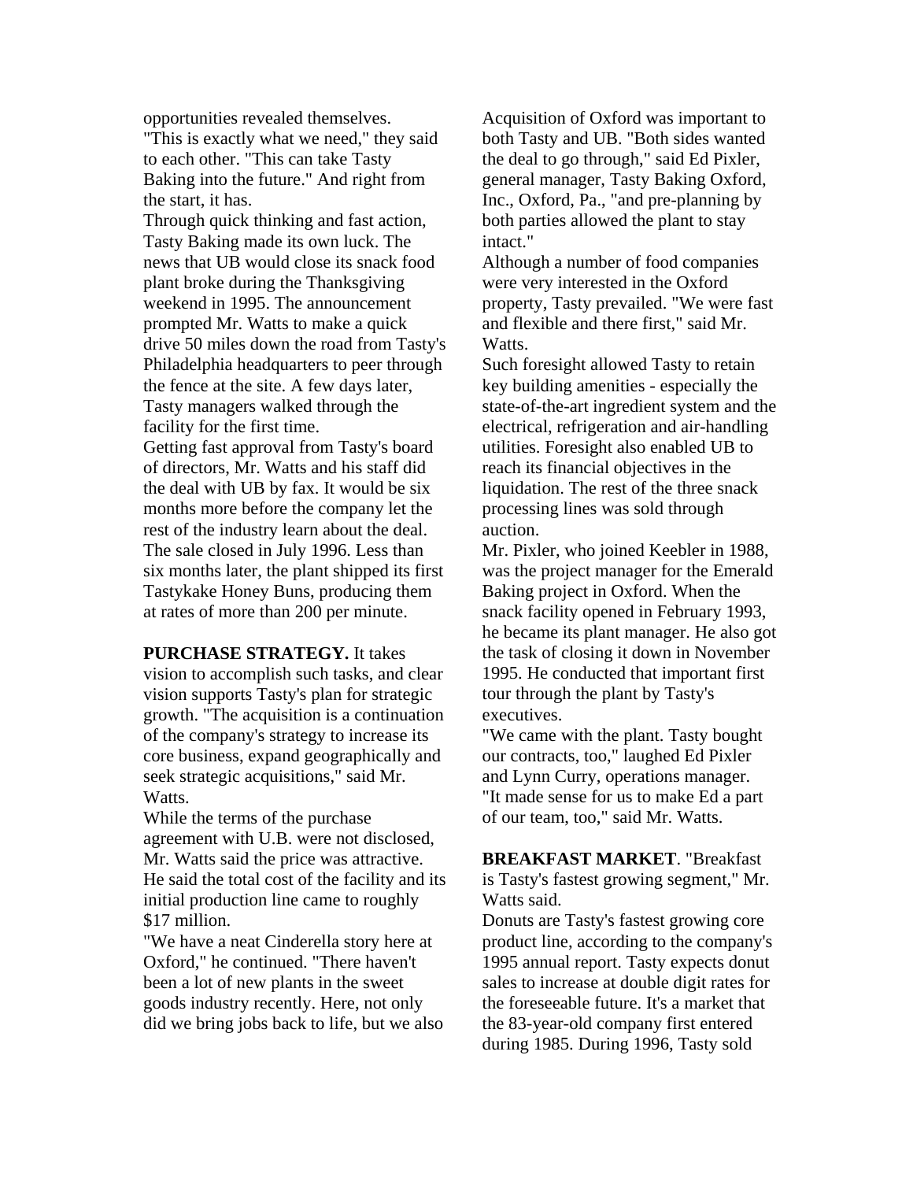opportunities revealed themselves. "This is exactly what we need," they said to each other. "This can take Tasty Baking into the future." And right from the start, it has.

Through quick thinking and fast action, Tasty Baking made its own luck. The news that UB would close its snack food plant broke during the Thanksgiving weekend in 1995. The announcement prompted Mr. Watts to make a quick drive 50 miles down the road from Tasty's Philadelphia headquarters to peer through the fence at the site. A few days later, Tasty managers walked through the facility for the first time.

Getting fast approval from Tasty's board of directors, Mr. Watts and his staff did the deal with UB by fax. It would be six months more before the company let the rest of the industry learn about the deal. The sale closed in July 1996. Less than six months later, the plant shipped its first Tastykake Honey Buns, producing them at rates of more than 200 per minute.

**PURCHASE STRATEGY.** It takes vision to accomplish such tasks, and clear vision supports Tasty's plan for strategic growth. "The acquisition is a continuation of the company's strategy to increase its core business, expand geographically and seek strategic acquisitions," said Mr. Watts.

While the terms of the purchase agreement with U.B. were not disclosed, Mr. Watts said the price was attractive. He said the total cost of the facility and its initial production line came to roughly $17 million.

"We have a neat Cinderella story here at Oxford," he continued. "There haven't been a lot of new plants in the sweet goods industry recently. Here, not only did we bring jobs back to life, but we also

Acquisition of Oxford was important to both Tasty and UB. "Both sides wanted the deal to go through," said Ed Pixler, general manager, Tasty Baking Oxford, Inc., Oxford, Pa., "and pre-planning by both parties allowed the plant to stay intact."

Although a number of food companies were very interested in the Oxford property, Tasty prevailed. "We were fast and flexible and there first," said Mr. Watts.

Such foresight allowed Tasty to retain key building amenities - especially the state-of-the-art ingredient system and the electrical, refrigeration and air-handling utilities. Foresight also enabled UB to reach its financial objectives in the liquidation. The rest of the three snack processing lines was sold through auction.

Mr. Pixler, who joined Keebler in 1988, was the project manager for the Emerald Baking project in Oxford. When the snack facility opened in February 1993, he became its plant manager. He also got the task of closing it down in November 1995. He conducted that important first tour through the plant by Tasty's executives.

"We came with the plant. Tasty bought our contracts, too," laughed Ed Pixler and Lynn Curry, operations manager. "It made sense for us to make Ed a part of our team, too," said Mr. Watts.

**BREAKFAST MARKET**. "Breakfast is Tasty's fastest growing segment," Mr. Watts said.

Donuts are Tasty's fastest growing core product line, according to the company's 1995 annual report. Tasty expects donut sales to increase at double digit rates for the foreseeable future. It's a market that the 83-year-old company first entered during 1985. During 1996, Tasty sold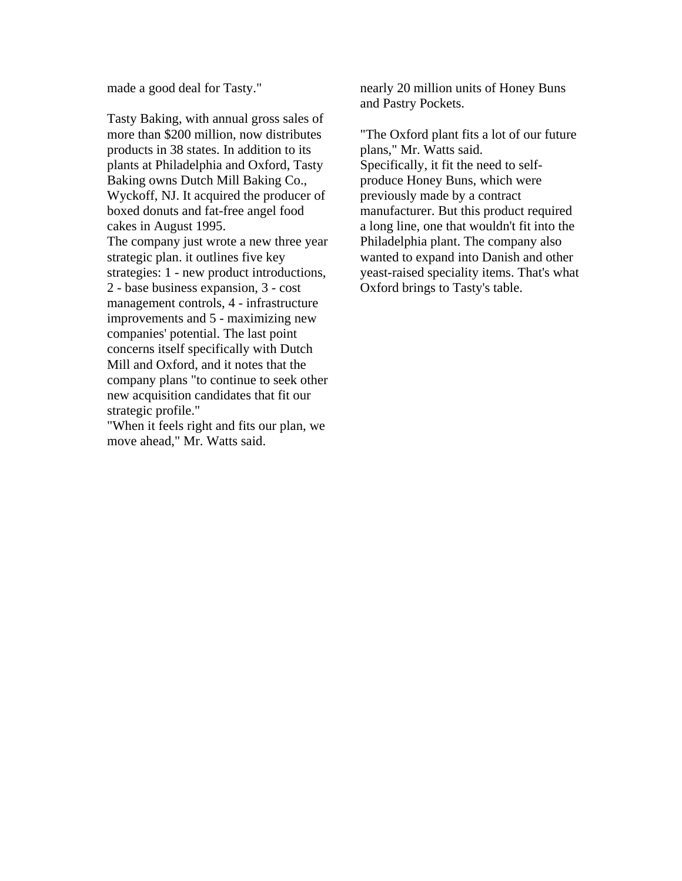made a good deal for Tasty."

Tasty Baking, with annual gross sales of more than $200 million, now distributes products in 38 states. In addition to its plants at Philadelphia and Oxford, Tasty Baking owns Dutch Mill Baking Co., Wyckoff, NJ. It acquired the producer of boxed donuts and fat-free angel food cakes in August 1995.

The company just wrote a new three year strategic plan. it outlines five key strategies: 1 - new product introductions, 2 - base business expansion, 3 - cost management controls, 4 - infrastructure improvements and 5 - maximizing new companies' potential. The last point concerns itself specifically with Dutch Mill and Oxford, and it notes that the company plans "to continue to seek other new acquisition candidates that fit our strategic profile."

"When it feels right and fits our plan, we move ahead," Mr. Watts said.

nearly 20 million units of Honey Buns and Pastry Pockets.

"The Oxford plant fits a lot of our future plans," Mr. Watts said.

Specifically, it fit the need to self-produce Honey Buns, which were previously made by a contract manufacturer. But this product required a long line, one that wouldn't fit into the Philadelphia plant. The company also wanted to expand into Danish and other yeast-raised speciality items. That's what Oxford brings to Tasty's table.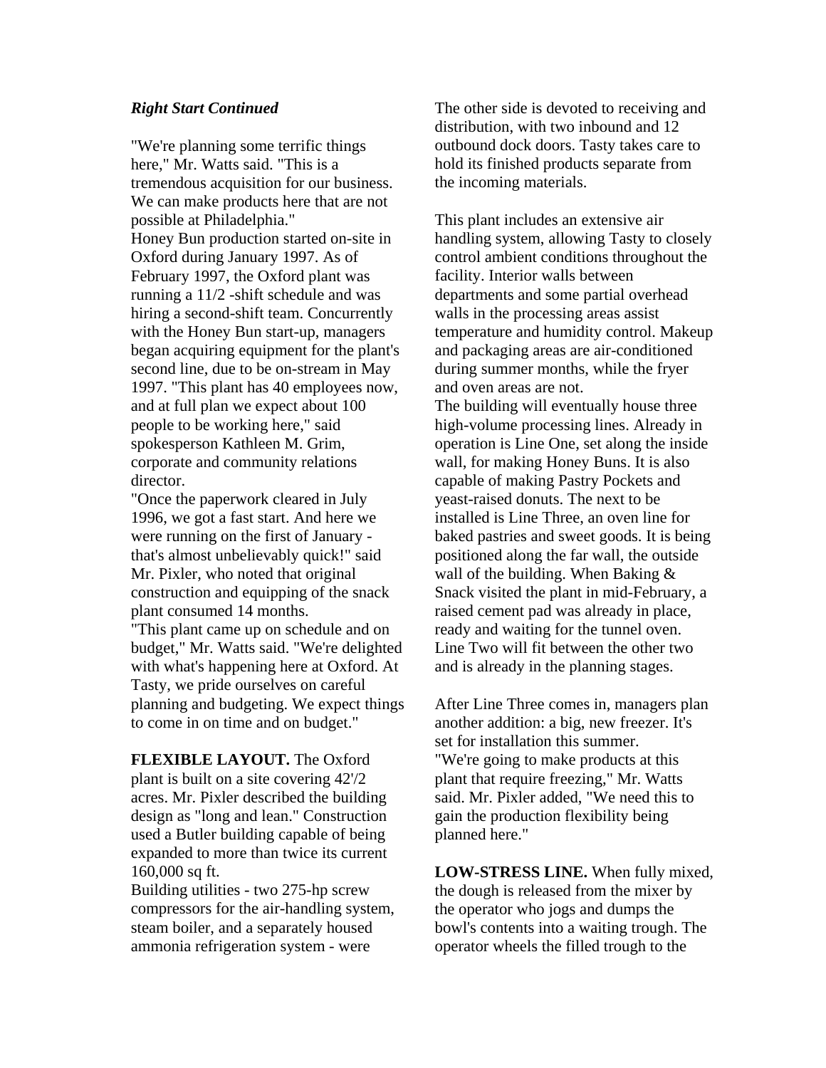***Right Start Continued***

"We're planning some terrific things here," Mr. Watts said. "This is a tremendous acquisition for our business. We can make products here that are not possible at Philadelphia."

Honey Bun production started on-site in Oxford during January 1997. As of February 1997, the Oxford plant was running a 11/2 -shift schedule and was hiring a second-shift team. Concurrently with the Honey Bun start-up, managers began acquiring equipment for the plant's second line, due to be on-stream in May 1997. "This plant has 40 employees now, and at full plan we expect about 100 people to be working here," said spokesperson Kathleen M. Grim, corporate and community relations director.

"Once the paperwork cleared in July 1996, we got a fast start. And here we were running on the first of January - that's almost unbelievably quick!" said Mr. Pixler, who noted that original construction and equipping of the snack plant consumed 14 months.

"This plant came up on schedule and on budget," Mr. Watts said. "We're delighted with what's happening here at Oxford. At Tasty, we pride ourselves on careful planning and budgeting. We expect things to come in on time and on budget."

**FLEXIBLE LAYOUT.** The Oxford plant is built on a site covering 42'/2 acres. Mr. Pixler described the building design as "long and lean." Construction used a Butler building capable of being expanded to more than twice its current 160,000 sq ft.

Building utilities - two 275-hp screw compressors for the air-handling system, steam boiler, and a separately housed ammonia refrigeration system - were

The other side is devoted to receiving and distribution, with two inbound and 12 outbound dock doors. Tasty takes care to hold its finished products separate from the incoming materials.

This plant includes an extensive air handling system, allowing Tasty to closely control ambient conditions throughout the facility. Interior walls between departments and some partial overhead walls in the processing areas assist temperature and humidity control. Makeup and packaging areas are air-conditioned during summer months, while the fryer and oven areas are not.

The building will eventually house three high-volume processing lines. Already in operation is Line One, set along the inside wall, for making Honey Buns. It is also capable of making Pastry Pockets and yeast-raised donuts. The next to be installed is Line Three, an oven line for baked pastries and sweet goods. It is being positioned along the far wall, the outside wall of the building. When Baking & Snack visited the plant in mid-February, a raised cement pad was already in place, ready and waiting for the tunnel oven. Line Two will fit between the other two and is already in the planning stages.

After Line Three comes in, managers plan another addition: a big, new freezer. It's set for installation this summer.

"We're going to make products at this plant that require freezing," Mr. Watts said. Mr. Pixler added, "We need this to gain the production flexibility being planned here."

**LOW-STRESS LINE.** When fully mixed, the dough is released from the mixer by the operator who jogs and dumps the bowl's contents into a waiting trough. The operator wheels the filled trough to the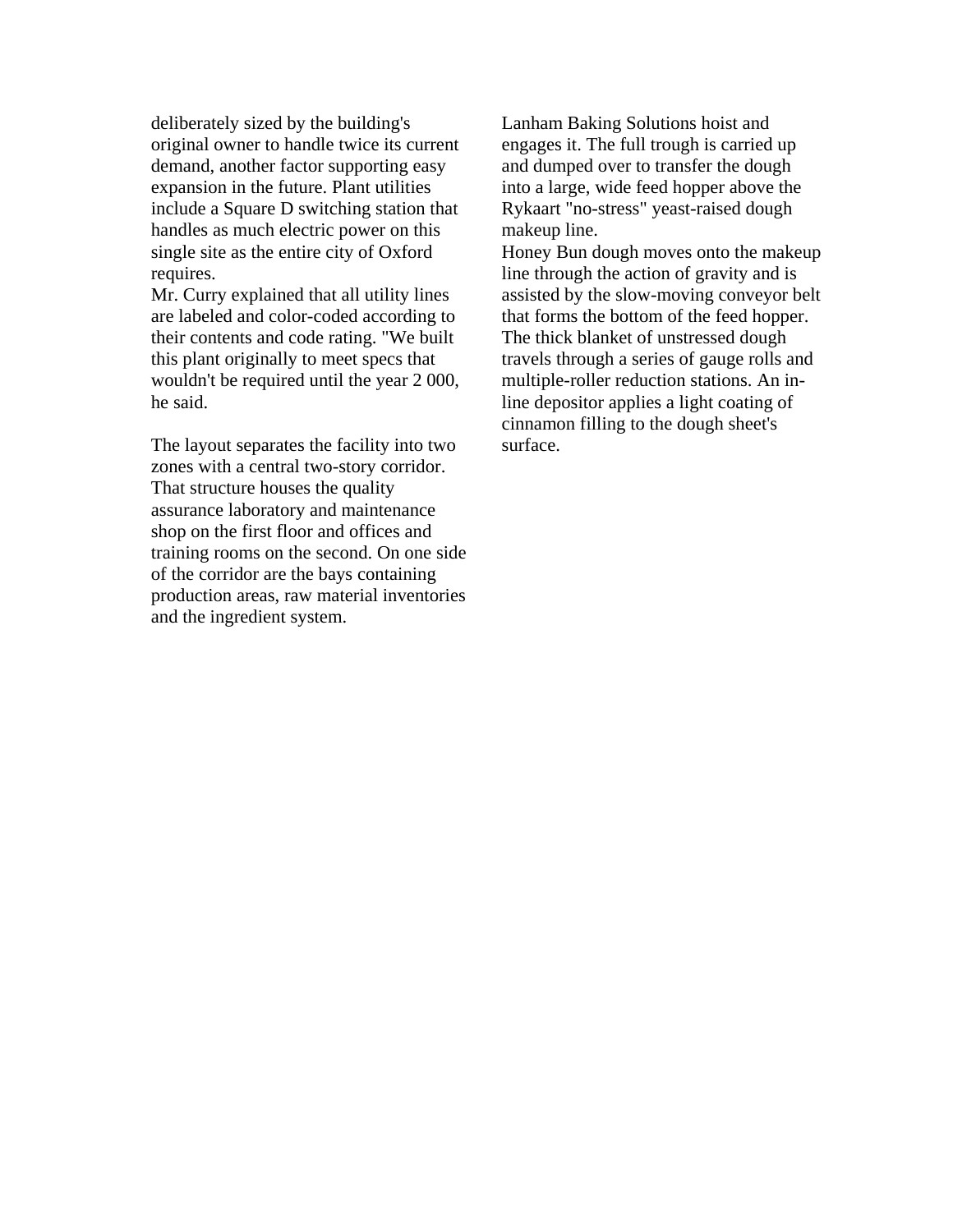deliberately sized by the building's original owner to handle twice its current demand, another factor supporting easy expansion in the future. Plant utilities include a Square D switching station that handles as much electric power on this single site as the entire city of Oxford requires.

Mr. Curry explained that all utility lines are labeled and color-coded according to their contents and code rating. "We built this plant originally to meet specs that wouldn't be required until the year 2 000, he said.

The layout separates the facility into two zones with a central two-story corridor. That structure houses the quality assurance laboratory and maintenance shop on the first floor and offices and training rooms on the second. On one side of the corridor are the bays containing production areas, raw material inventories and the ingredient system.

Lanham Baking Solutions hoist and engages it. The full trough is carried up and dumped over to transfer the dough into a large, wide feed hopper above the Rykaart "no-stress" yeast-raised dough makeup line.

Honey Bun dough moves onto the makeup line through the action of gravity and is assisted by the slow-moving conveyor belt that forms the bottom of the feed hopper. The thick blanket of unstressed dough travels through a series of gauge rolls and multiple-roller reduction stations. An in-line depositor applies a light coating of cinnamon filling to the dough sheet's surface.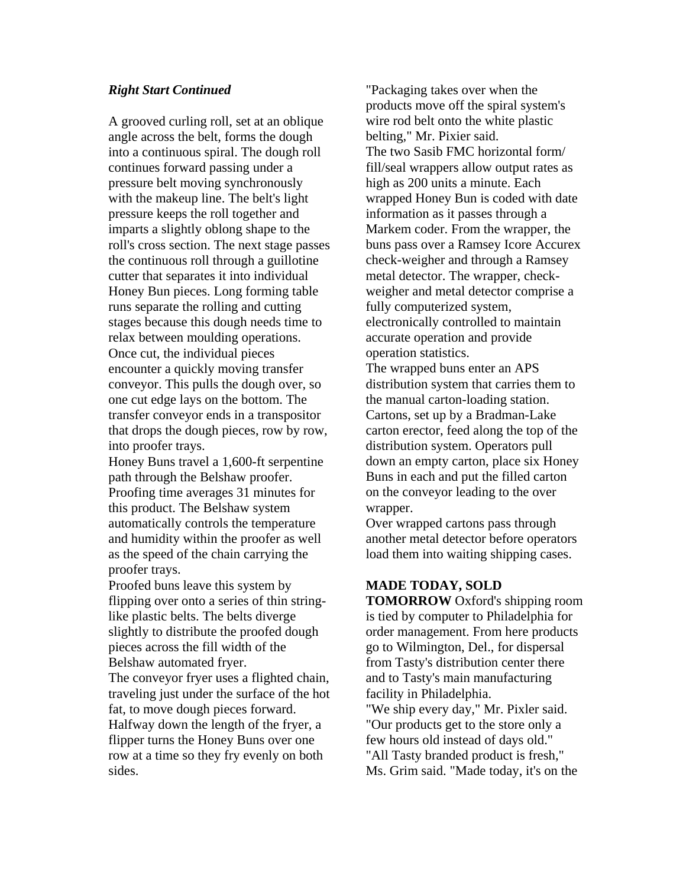***Right Start Continued***

A grooved curling roll, set at an oblique angle across the belt, forms the dough into a continuous spiral. The dough roll continues forward passing under a pressure belt moving synchronously with the makeup line. The belt's light pressure keeps the roll together and imparts a slightly oblong shape to the roll's cross section. The next stage passes the continuous roll through a guillotine cutter that separates it into individual Honey Bun pieces. Long forming table runs separate the rolling and cutting stages because this dough needs time to relax between moulding operations.

Once cut, the individual pieces encounter a quickly moving transfer conveyor. This pulls the dough over, so one cut edge lays on the bottom. The transfer conveyor ends in a transpositor that drops the dough pieces, row by row, into proofer trays.

Honey Buns travel a 1,600-ft serpentine path through the Belshaw proofer. Proofing time averages 31 minutes for this product. The Belshaw system automatically controls the temperature and humidity within the proofer as well as the speed of the chain carrying the proofer trays.

Proofed buns leave this system by flipping over onto a series of thin string-like plastic belts. The belts diverge slightly to distribute the proofed dough pieces across the fill width of the Belshaw automated fryer.

The conveyor fryer uses a flighted chain, traveling just under the surface of the hot fat, to move dough pieces forward. Halfway down the length of the fryer, a flipper turns the Honey Buns over one row at a time so they fry evenly on both sides.

"Packaging takes over when the products move off the spiral system's wire rod belt onto the white plastic belting," Mr. Pixier said.

The two Sasib FMC horizontal form/ fill/seal wrappers allow output rates as high as 200 units a minute. Each wrapped Honey Bun is coded with date information as it passes through a Markem coder. From the wrapper, the buns pass over a Ramsey Icore Accurex check-weigher and through a Ramsey metal detector. The wrapper, check-weigher and metal detector comprise a fully computerized system, electronically controlled to maintain accurate operation and provide operation statistics.

The wrapped buns enter an APS distribution system that carries them to the manual carton-loading station. Cartons, set up by a Bradman-Lake carton erector, feed along the top of the distribution system. Operators pull down an empty carton, place six Honey Buns in each and put the filled carton on the conveyor leading to the over wrapper.

Over wrapped cartons pass through another metal detector before operators load them into waiting shipping cases.

**MADE TODAY, SOLD TOMORROW** Oxford's shipping room is tied by computer to Philadelphia for order management. From here products go to Wilmington, Del., for dispersal from Tasty's distribution center there and to Tasty's main manufacturing facility in Philadelphia.

"We ship every day," Mr. Pixler said. "Our products get to the store only a few hours old instead of days old."

"All Tasty branded product is fresh," Ms. Grim said. "Made today, it's on the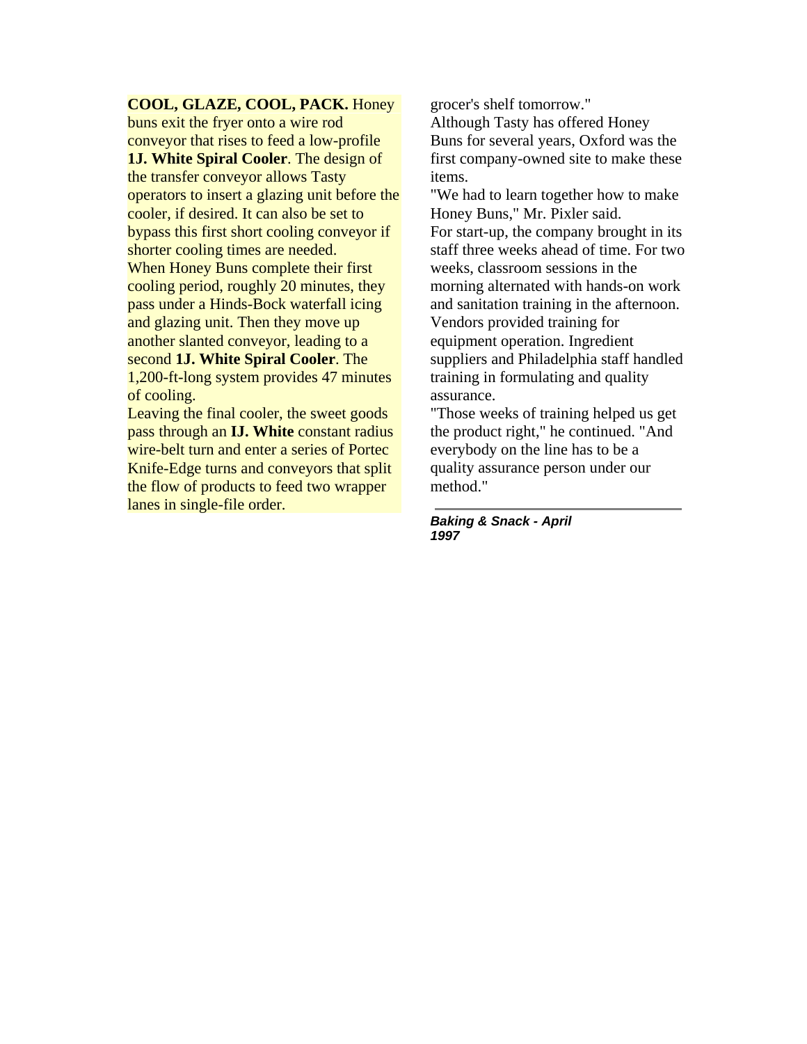**COOL, GLAZE, COOL, PACK.** Honey buns exit the fryer onto a wire rod conveyor that rises to feed a low-profile **1J. White Spiral Cooler**. The design of the transfer conveyor allows Tasty operators to insert a glazing unit before the cooler, if desired. It can also be set to bypass this first short cooling conveyor if shorter cooling times are needed.

When Honey Buns complete their first cooling period, roughly 20 minutes, they pass under a Hinds-Bock waterfall icing and glazing unit. Then they move up another slanted conveyor, leading to a second **1J. White Spiral Cooler**. The 1,200-ft-long system provides 47 minutes of cooling.

Leaving the final cooler, the sweet goods pass through an **IJ. White** constant radius wire-belt turn and enter a series of Portec Knife-Edge turns and conveyors that split the flow of products to feed two wrapper lanes in single-file order.

grocer's shelf tomorrow."

Although Tasty has offered Honey Buns for several years, Oxford was the first company-owned site to make these items.

"We had to learn together how to make Honey Buns," Mr. Pixler said.

For start-up, the company brought in its staff three weeks ahead of time. For two weeks, classroom sessions in the morning alternated with hands-on work and sanitation training in the afternoon. Vendors provided training for equipment operation. Ingredient suppliers and Philadelphia staff handled training in formulating and quality assurance.

"Those weeks of training helped us get the product right," he continued. "And everybody on the line has to be a quality assurance person under our method."

---

***Baking & Snack - April 1997***